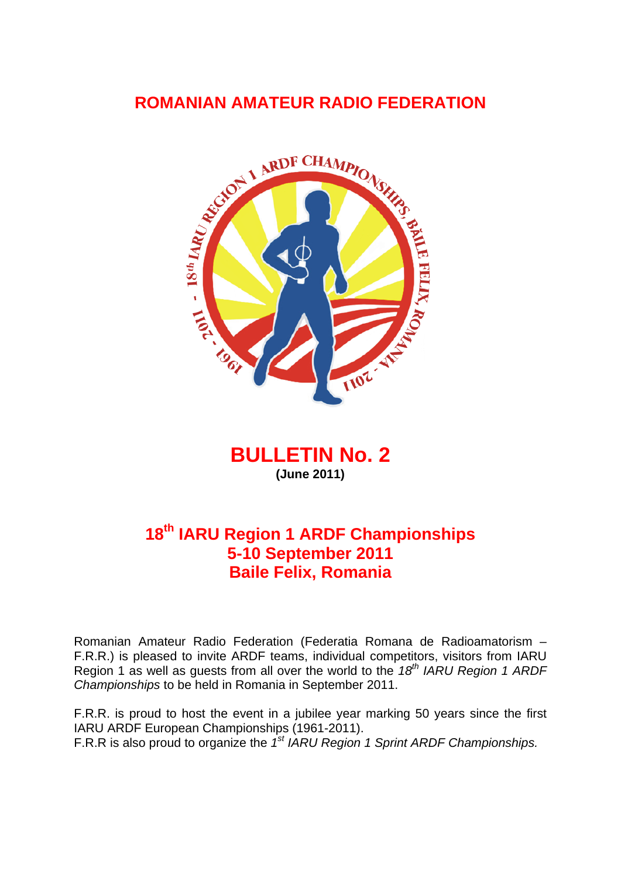# ROMANIAN AMATEUR RADIO FEDERATION

# BULLETIN No. 2

**(June 2011)**

## 18th IARU Region 1 ARDF Championships
## 5-10 September 2011
## Baile Felix, Romania

Romanian Amateur Radio Federation (Federatia Romana de Radioamatorism – F.R.R.) is pleased to invite ARDF teams, individual competitors, visitors from IARU Region 1 as well as guests from all over the world to the *18th IARU Region 1 ARDF Championships* to be held in Romania in September 2011.

F.R.R. is proud to host the event in a jubilee year marking 50 years since the first IARU ARDF European Championships (1961-2011).
F.R.R is also proud to organize the *1st IARU Region 1 Sprint ARDF Championships.*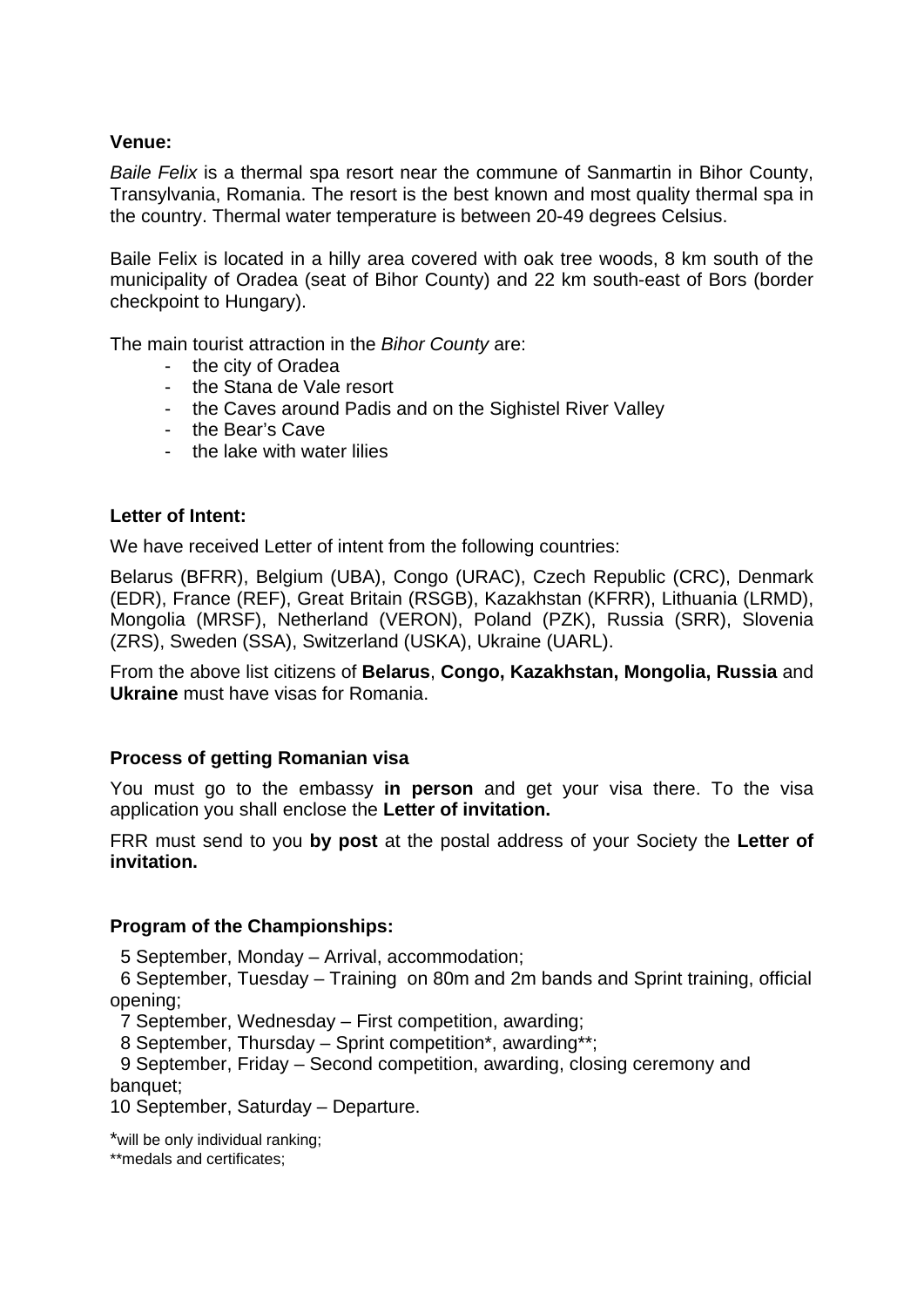**Venue:**

*Baile Felix* is a thermal spa resort near the commune of Sanmartin in Bihor County, Transylvania, Romania. The resort is the best known and most quality thermal spa in the country. Thermal water temperature is between 20-49 degrees Celsius.

Baile Felix is located in a hilly area covered with oak tree woods, 8 km south of the municipality of Oradea (seat of Bihor County) and 22 km south-east of Bors (border checkpoint to Hungary).

The main tourist attraction in the *Bihor County* are:

- the city of Oradea
- the Stana de Vale resort
- the Caves around Padis and on the Sighistel River Valley
- the Bear's Cave
- the lake with water lilies

**Letter of Intent:**

We have received Letter of intent from the following countries:

Belarus (BFRR), Belgium (UBA), Congo (URAC), Czech Republic (CRC), Denmark (EDR), France (REF), Great Britain (RSGB), Kazakhstan (KFRR), Lithuania (LRMD), Mongolia (MRSF), Netherland (VERON), Poland (PZK), Russia (SRR), Slovenia (ZRS), Sweden (SSA), Switzerland (USKA), Ukraine (UARL).

From the above list citizens of **Belarus**, **Congo, Kazakhstan, Mongolia, Russia** and **Ukraine** must have visas for Romania.

**Process of getting Romanian visa**

You must go to the embassy **in person** and get your visa there. To the visa application you shall enclose the **Letter of invitation.**

FRR must send to you **by post** at the postal address of your Society the **Letter of invitation.**

**Program of the Championships:**

5 September, Monday – Arrival, accommodation;
6 September, Tuesday – Training on 80m and 2m bands and Sprint training, official opening;
7 September, Wednesday – First competition, awarding;
8 September, Thursday – Sprint competition*, awarding**;
9 September, Friday – Second competition, awarding, closing ceremony and banquet;
10 September, Saturday – Departure.

*will be only individual ranking;
**medals and certificates;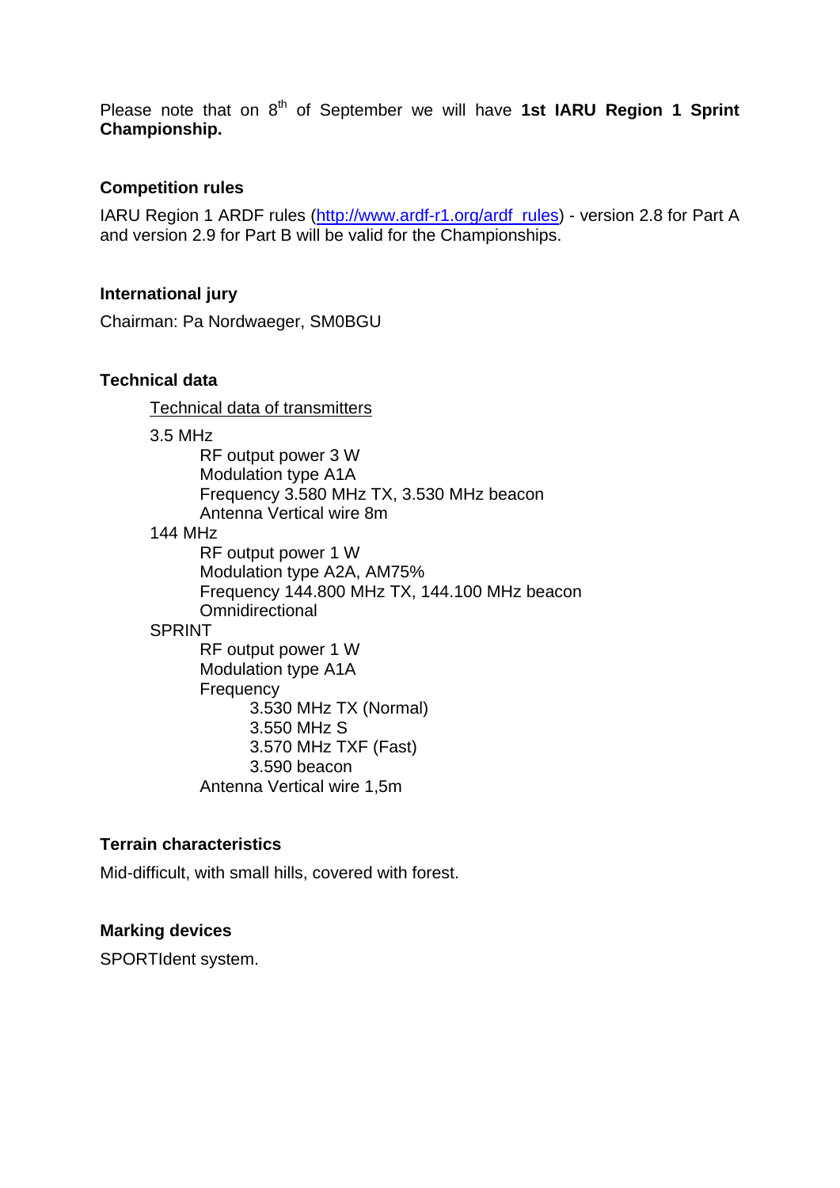Please note that on 8th of September we will have **1st IARU Region 1 Sprint Championship.**

**Competition rules**

IARU Region 1 ARDF rules (http://www.ardf-r1.org/ardf_rules) - version 2.8 for Part A and version 2.9 for Part B will be valid for the Championships.

**International jury**

Chairman: Pa Nordwaeger, SM0BGU

**Technical data**

Technical data of transmitters

3.5 MHz

- RF output power 3 W
- Modulation type A1A
- Frequency 3.580 MHz TX, 3.530 MHz beacon
- Antenna Vertical wire 8m

144 MHz

- RF output power 1 W
- Modulation type A2A, AM75%
- Frequency 144.800 MHz TX, 144.100 MHz beacon
- Omnidirectional

SPRINT

- RF output power 1 W
- Modulation type A1A
- Frequency
  - 3.530 MHz TX (Normal)
  - 3.550 MHz S
  - 3.570 MHz TXF (Fast)
  - 3.590 beacon
- Antenna Vertical wire 1,5m

**Terrain characteristics**

Mid-difficult, with small hills, covered with forest.

**Marking devices**

SPORTIdent system.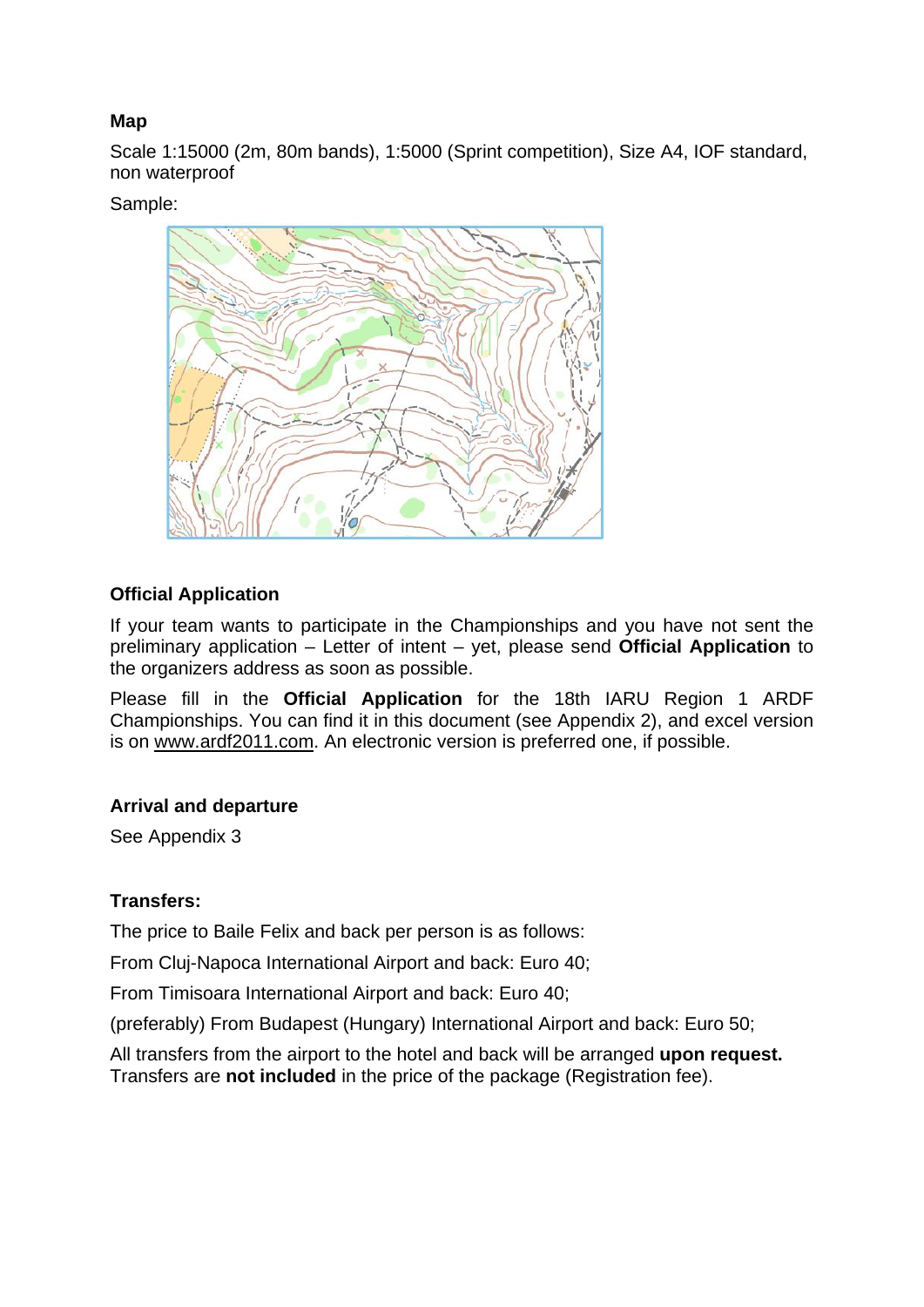**Map**

Scale 1:15000 (2m, 80m bands), 1:5000 (Sprint competition), Size A4, IOF standard, non waterproof

Sample:

**Official Application**

If your team wants to participate in the Championships and you have not sent the preliminary application – Letter of intent – yet, please send **Official Application** to the organizers address as soon as possible.

Please fill in the **Official Application** for the 18th IARU Region 1 ARDF Championships. You can find it in this document (see Appendix 2), and excel version is on www.ardf2011.com. An electronic version is preferred one, if possible.

**Arrival and departure**

See Appendix 3

**Transfers:**

The price to Baile Felix and back per person is as follows:

From Cluj-Napoca International Airport and back: Euro 40;

From Timisoara International Airport and back: Euro 40;

(preferably) From Budapest (Hungary) International Airport and back: Euro 50;

All transfers from the airport to the hotel and back will be arranged **upon request.** Transfers are **not included** in the price of the package (Registration fee).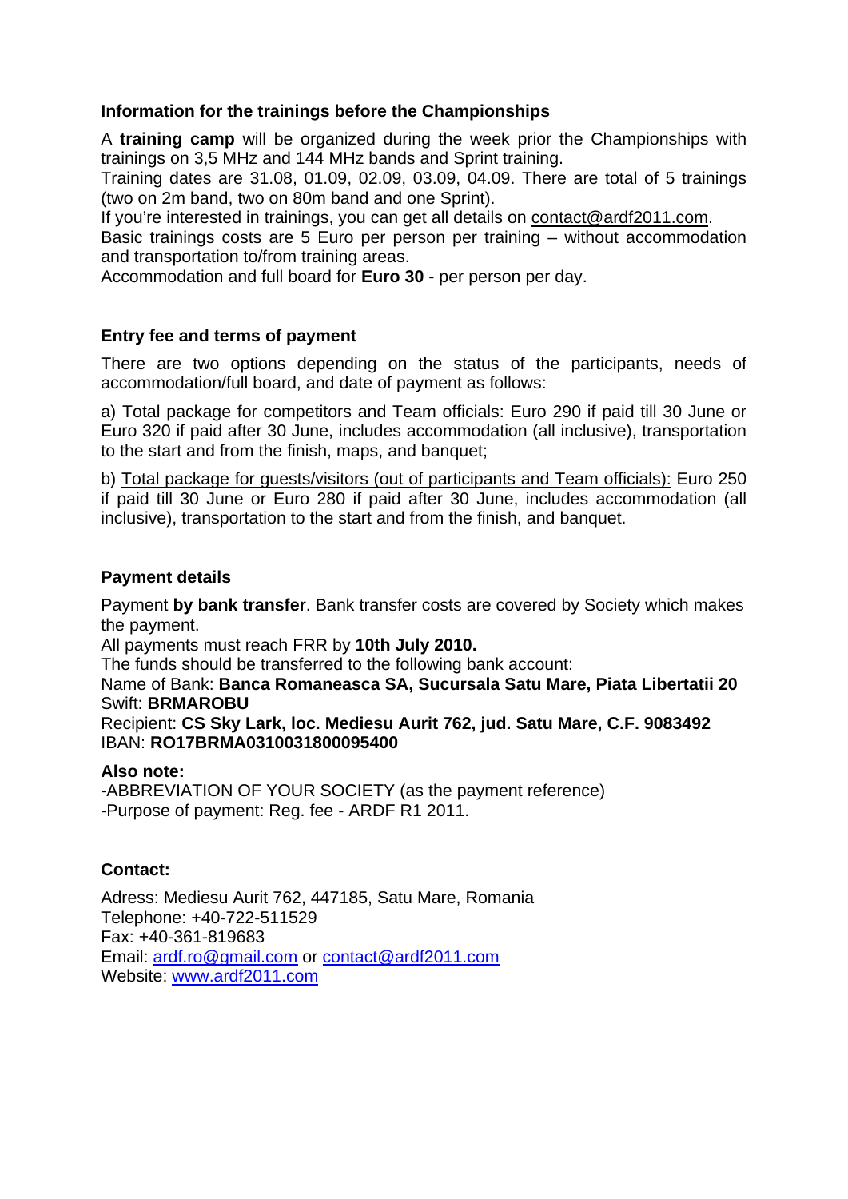### Information for the trainings before the Championships

A **training camp** will be organized during the week prior the Championships with trainings on 3,5 MHz and 144 MHz bands and Sprint training.
Training dates are 31.08, 01.09, 02.09, 03.09, 04.09. There are total of 5 trainings (two on 2m band, two on 80m band and one Sprint).
If you're interested in trainings, you can get all details on contact@ardf2011.com.
Basic trainings costs are 5 Euro per person per training – without accommodation and transportation to/from training areas.
Accommodation and full board for **Euro 30** - per person per day.

### Entry fee and terms of payment

There are two options depending on the status of the participants, needs of accommodation/full board, and date of payment as follows:

a) Total package for competitors and Team officials: Euro 290 if paid till 30 June or Euro 320 if paid after 30 June, includes accommodation (all inclusive), transportation to the start and from the finish, maps, and banquet;

b) Total package for guests/visitors (out of participants and Team officials): Euro 250 if paid till 30 June or Euro 280 if paid after 30 June, includes accommodation (all inclusive), transportation to the start and from the finish, and banquet.

### Payment details

Payment **by bank transfer**. Bank transfer costs are covered by Society which makes the payment.
All payments must reach FRR by **10th July 2010.**
The funds should be transferred to the following bank account:
Name of Bank: **Banca Romaneasca SA, Sucursala Satu Mare, Piata Libertatii 20**
Swift: **BRMAROBU**
Recipient: **CS Sky Lark, loc. Mediesu Aurit 762, jud. Satu Mare, C.F. 9083492**
IBAN: **RO17BRMA0310031800095400**

**Also note:**
-ABBREVIATION OF YOUR SOCIETY (as the payment reference)
-Purpose of payment: Reg. fee - ARDF R1 2011.

### Contact:

Adress: Mediesu Aurit 762, 447185, Satu Mare, Romania
Telephone: +40-722-511529
Fax: +40-361-819683
Email: ardf.ro@gmail.com or contact@ardf2011.com
Website: www.ardf2011.com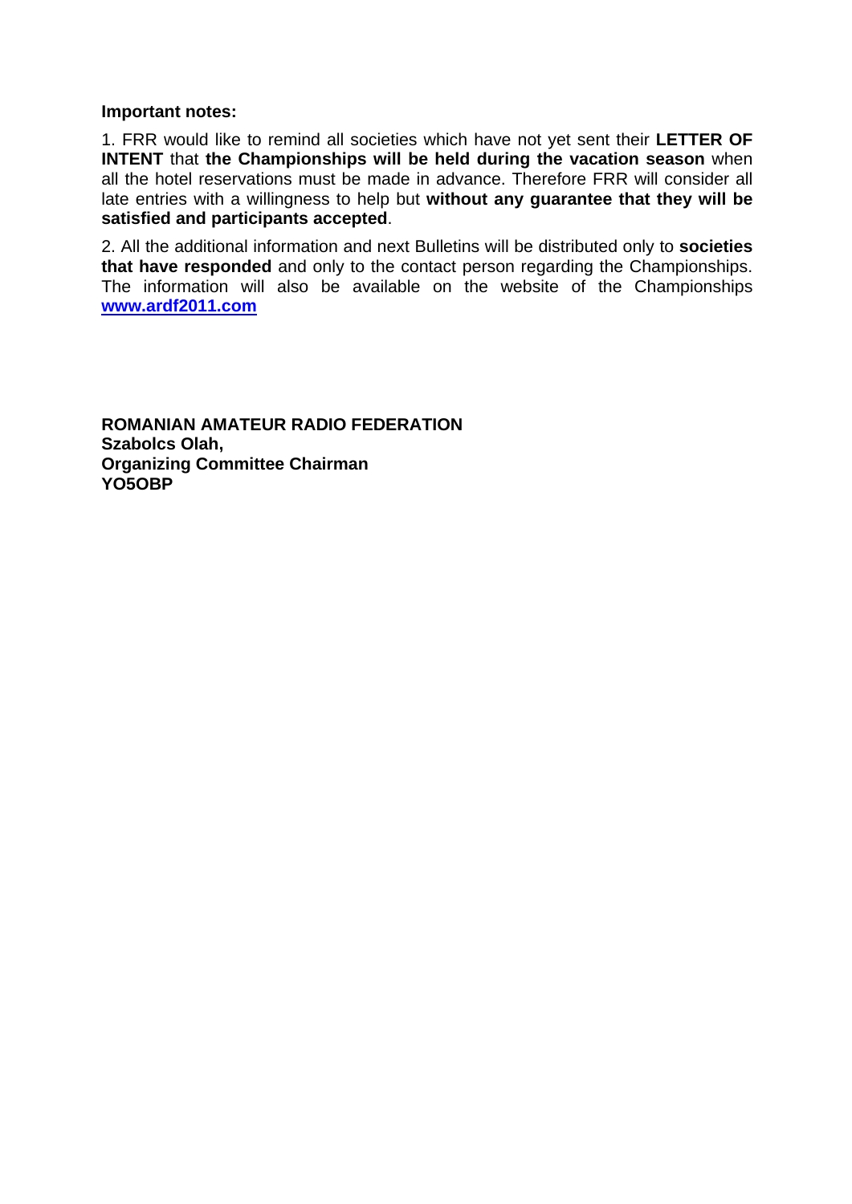**Important notes:**

1. FRR would like to remind all societies which have not yet sent their **LETTER OF INTENT** that **the Championships will be held during the vacation season** when all the hotel reservations must be made in advance. Therefore FRR will consider all late entries with a willingness to help but **without any guarantee that they will be satisfied and participants accepted**.

2. All the additional information and next Bulletins will be distributed only to **societies that have responded** and only to the contact person regarding the Championships. The information will also be available on the website of the Championships **www.ardf2011.com**

**ROMANIAN AMATEUR RADIO FEDERATION**
**Szabolcs Olah,**
**Organizing Committee Chairman**
**YO5OBP**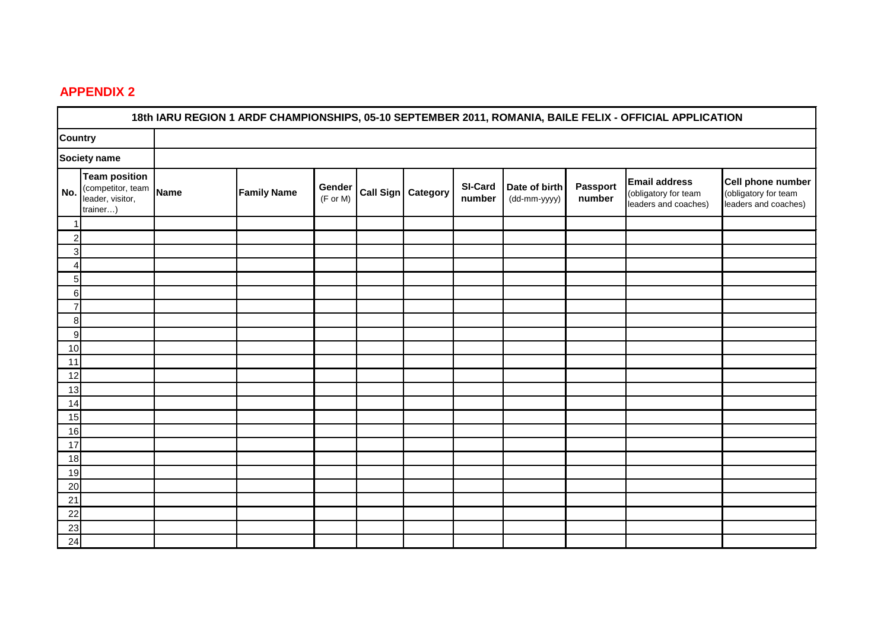## APPENDIX 2

| 18th IARU REGION 1 ARDF CHAMPIONSHIPS, 05-10 SEPTEMBER 2011, ROMANIA, BAILE FELIX - OFFICIAL APPLICATION | | | | | | | | | | | |
|---|---|---|---|---|---|---|---|---|---|---|---|
| **Country** | | | | | | | | | | | |
| **Society name** | | | | | | | | | | | |
| **No.** | **Team position** (competitor, team leader, visitor, trainer…) | **Name** | **Family Name** | **Gender** (F or M) | **Call Sign** | **Category** | **SI-Card number** | **Date of birth** (dd-mm-yyyy) | **Passport number** | **Email address** (obligatory for team leaders and coaches) | **Cell phone number** (obligatory for team leaders and coaches) |
| 1 | | | | | | | | | | | |
| 2 | | | | | | | | | | | |
| 3 | | | | | | | | | | | |
| 4 | | | | | | | | | | | |
| 5 | | | | | | | | | | | |
| 6 | | | | | | | | | | | |
| 7 | | | | | | | | | | | |
| 8 | | | | | | | | | | | |
| 9 | | | | | | | | | | | |
| 10 | | | | | | | | | | | |
| 11 | | | | | | | | | | | |
| 12 | | | | | | | | | | | |
| 13 | | | | | | | | | | | |
| 14 | | | | | | | | | | | |
| 15 | | | | | | | | | | | |
| 16 | | | | | | | | | | | |
| 17 | | | | | | | | | | | |
| 18 | | | | | | | | | | | |
| 19 | | | | | | | | | | | |
| 20 | | | | | | | | | | | |
| 21 | | | | | | | | | | | |
| 22 | | | | | | | | | | | |
| 23 | | | | | | | | | | | |
| 24 | | | | | | | | | | | |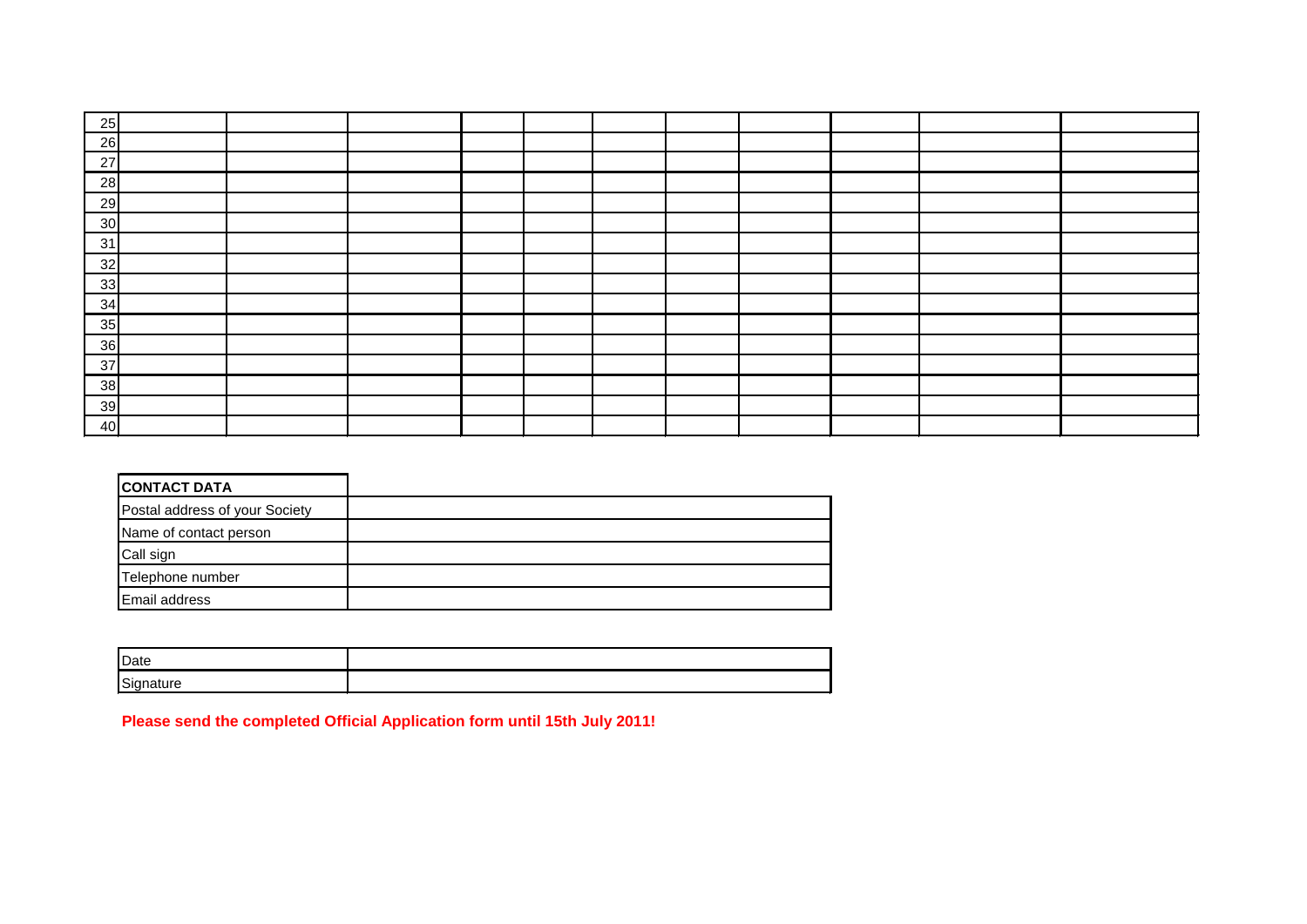| | | | | | | | | | | |
|---|---|---|---|---|---|---|---|---|---|---|
| 25 | | | | | | | | | | |
| 26 | | | | | | | | | | |
| 27 | | | | | | | | | | |
| 28 | | | | | | | | | | |
| 29 | | | | | | | | | | |
| 30 | | | | | | | | | | |
| 31 | | | | | | | | | | |
| 32 | | | | | | | | | | |
| 33 | | | | | | | | | | |
| 34 | | | | | | | | | | |
| 35 | | | | | | | | | | |
| 36 | | | | | | | | | | |
| 37 | | | | | | | | | | |
| 38 | | | | | | | | | | |
| 39 | | | | | | | | | | |
| 40 | | | | | | | | | | |

| **CONTACT DATA** | |
|---|---|
| Postal address of your Society | |
| Name of contact person | |
| Call sign | |
| Telephone number | |
| Email address | |

| | |
|---|---|
| Date | |
| Signature | |

**Please send the completed Official Application form until 15th July 2011!**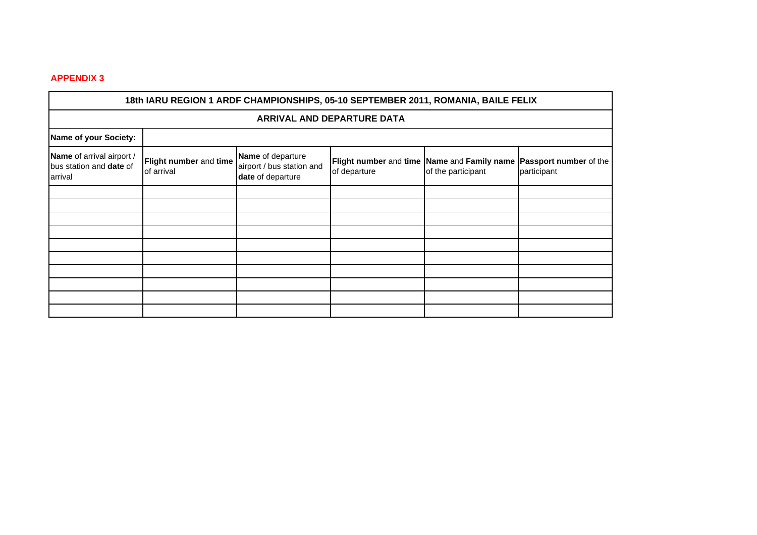**APPENDIX 3**

| 18th IARU REGION 1 ARDF CHAMPIONSHIPS, 05-10 SEPTEMBER 2011, ROMANIA, BAILE FELIX | | | | | |
|---|---|---|---|---|---|
| **ARRIVAL AND DEPARTURE DATA** | | | | | |
| **Name of your Society:** | | | | | |
| **Name** of arrival airport / bus station and **date** of arrival | **Flight number** and **time** of arrival | **Name** of departure airport / bus station and **date** of departure | **Flight number** and **time** of departure | **Name** and **Family name** of the participant | **Passport number** of the participant |
| | | | | | |
| | | | | | |
| | | | | | |
| | | | | | |
| | | | | | |
| | | | | | |
| | | | | | |
| | | | | | |
| | | | | | |
| | | | | | |